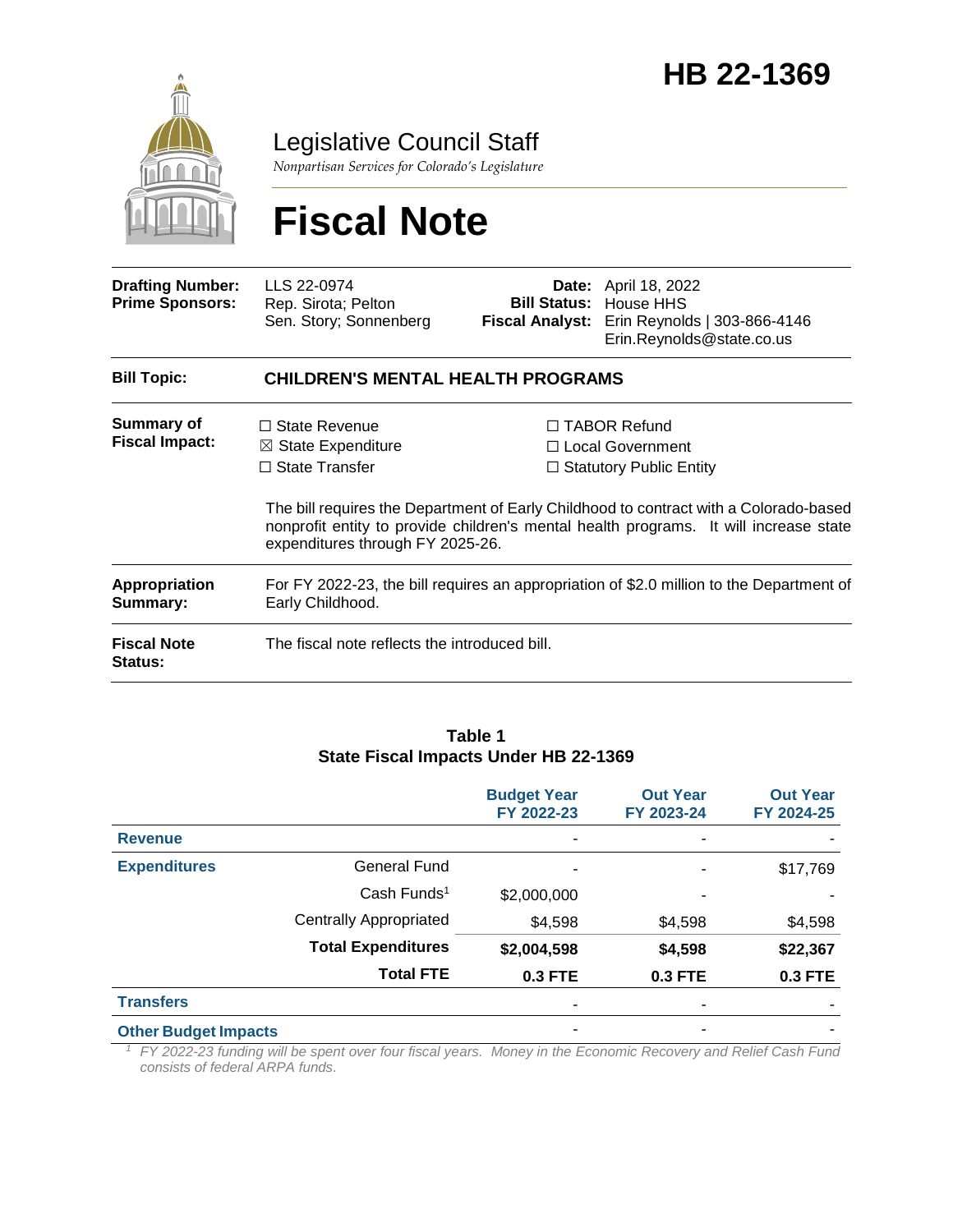# HB 22-1369

Legislative Council Staff

*Nonpartisan Services for Colorado's Legislature*

# Fiscal Note

| | | | |
|---|---|---|---|
| **Drafting Number:** | LLS 22-0974 | **Date:** | April 18, 2022 |
| **Prime Sponsors:** | Rep. Sirota; Pelton<br>Sen. Story; Sonnenberg | **Bill Status:** | House HHS |
| | | **Fiscal Analyst:** | Erin Reynolds \| 303-866-4146<br>Erin.Reynolds@state.co.us |

**Bill Topic:** **CHILDREN'S MENTAL HEALTH PROGRAMS**

**Summary of Fiscal Impact:**

☐ State Revenue
☒ State Expenditure
☐ State Transfer
☐ TABOR Refund
☐ Local Government
☐ Statutory Public Entity

The bill requires the Department of Early Childhood to contract with a Colorado-based nonprofit entity to provide children's mental health programs. It will increase state expenditures through FY 2025-26.

**Appropriation Summary:** For FY 2022-23, the bill requires an appropriation of $2.0 million to the Department of Early Childhood.

**Fiscal Note Status:** The fiscal note reflects the introduced bill.

**Table 1**
**State Fiscal Impacts Under HB 22-1369**

| | | Budget Year FY 2022-23 | Out Year FY 2023-24 | Out Year FY 2024-25 |
|---|---|---|---|---|
| **Revenue** | | - | - | - |
| **Expenditures** | General Fund | - | - | $17,769 |
| | Cash Funds[1] | $2,000,000 | - | - |
| | Centrally Appropriated | $4,598 | $4,598 | $4,598 |
| | **Total Expenditures** | **$2,004,598** | **$4,598** | **$22,367** |
| | **Total FTE** | **0.3 FTE** | **0.3 FTE** | **0.3 FTE** |
| **Transfers** | | - | - | - |
| **Other Budget Impacts** | | - | - | - |

*[1] FY 2022-23 funding will be spent over four fiscal years. Money in the Economic Recovery and Relief Cash Fund consists of federal ARPA funds.*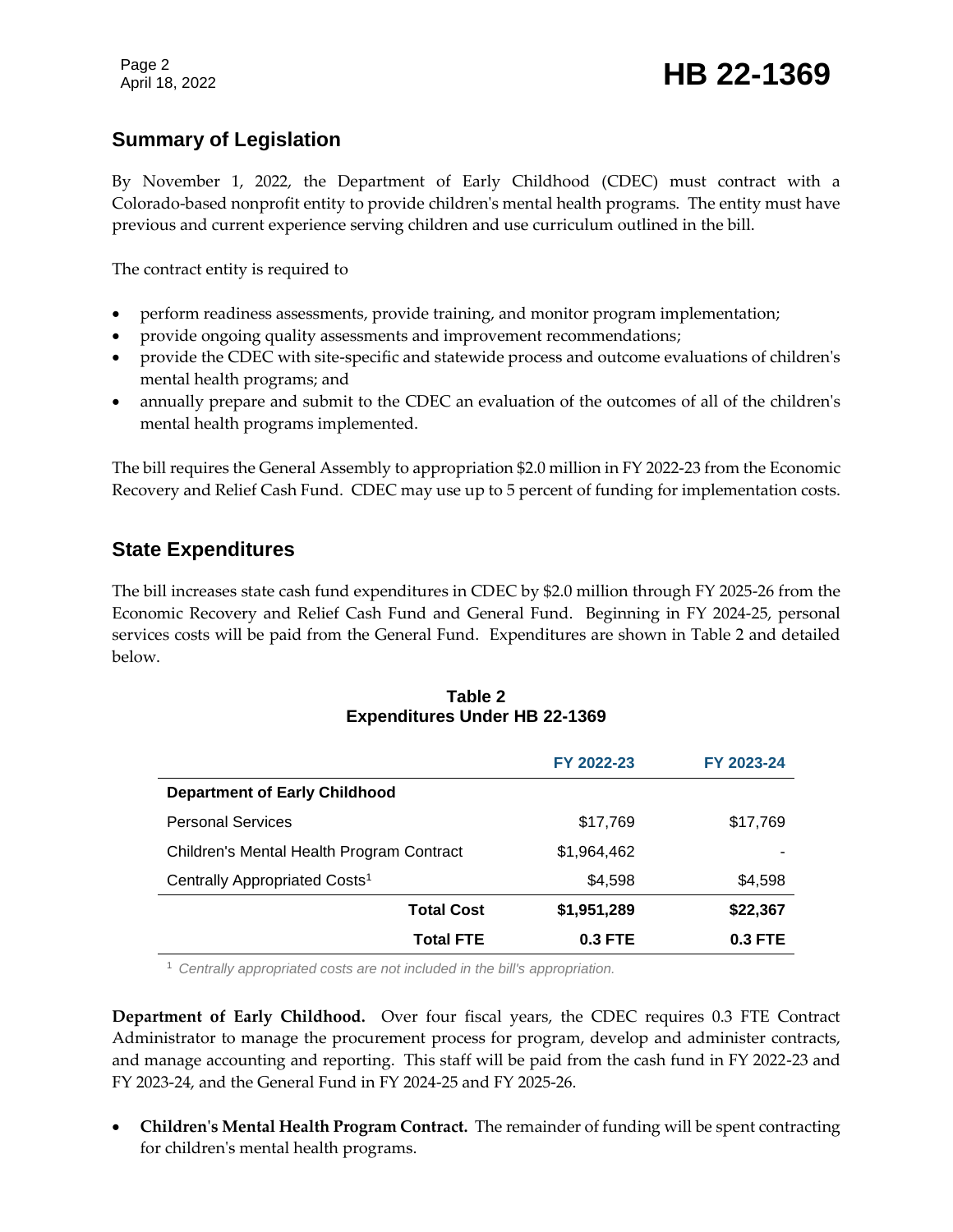## Summary of Legislation

By November 1, 2022, the Department of Early Childhood (CDEC) must contract with a Colorado-based nonprofit entity to provide children's mental health programs. The entity must have previous and current experience serving children and use curriculum outlined in the bill.

The contract entity is required to

- perform readiness assessments, provide training, and monitor program implementation;
- provide ongoing quality assessments and improvement recommendations;
- provide the CDEC with site-specific and statewide process and outcome evaluations of children's mental health programs; and
- annually prepare and submit to the CDEC an evaluation of the outcomes of all of the children's mental health programs implemented.

The bill requires the General Assembly to appropriation $2.0 million in FY 2022-23 from the Economic Recovery and Relief Cash Fund. CDEC may use up to 5 percent of funding for implementation costs.

## State Expenditures

The bill increases state cash fund expenditures in CDEC by $2.0 million through FY 2025-26 from the Economic Recovery and Relief Cash Fund and General Fund. Beginning in FY 2024-25, personal services costs will be paid from the General Fund. Expenditures are shown in Table 2 and detailed below.

**Table 2**
**Expenditures Under HB 22-1369**

| | FY 2022-23 | FY 2023-24 |
|---|---|---|
| **Department of Early Childhood** | | |
| Personal Services | $17,769 | $17,769 |
| Children's Mental Health Program Contract | $1,964,462 | - |
| Centrally Appropriated Costs[1] | $4,598 | $4,598 |
| **Total Cost** | **$1,951,289** | **$22,367** |
| **Total FTE** | **0.3 FTE** | **0.3 FTE** |

[1] *Centrally appropriated costs are not included in the bill's appropriation.*

**Department of Early Childhood.** Over four fiscal years, the CDEC requires 0.3 FTE Contract Administrator to manage the procurement process for program, develop and administer contracts, and manage accounting and reporting. This staff will be paid from the cash fund in FY 2022-23 and FY 2023-24, and the General Fund in FY 2024-25 and FY 2025-26.

- **Children's Mental Health Program Contract.** The remainder of funding will be spent contracting for children's mental health programs.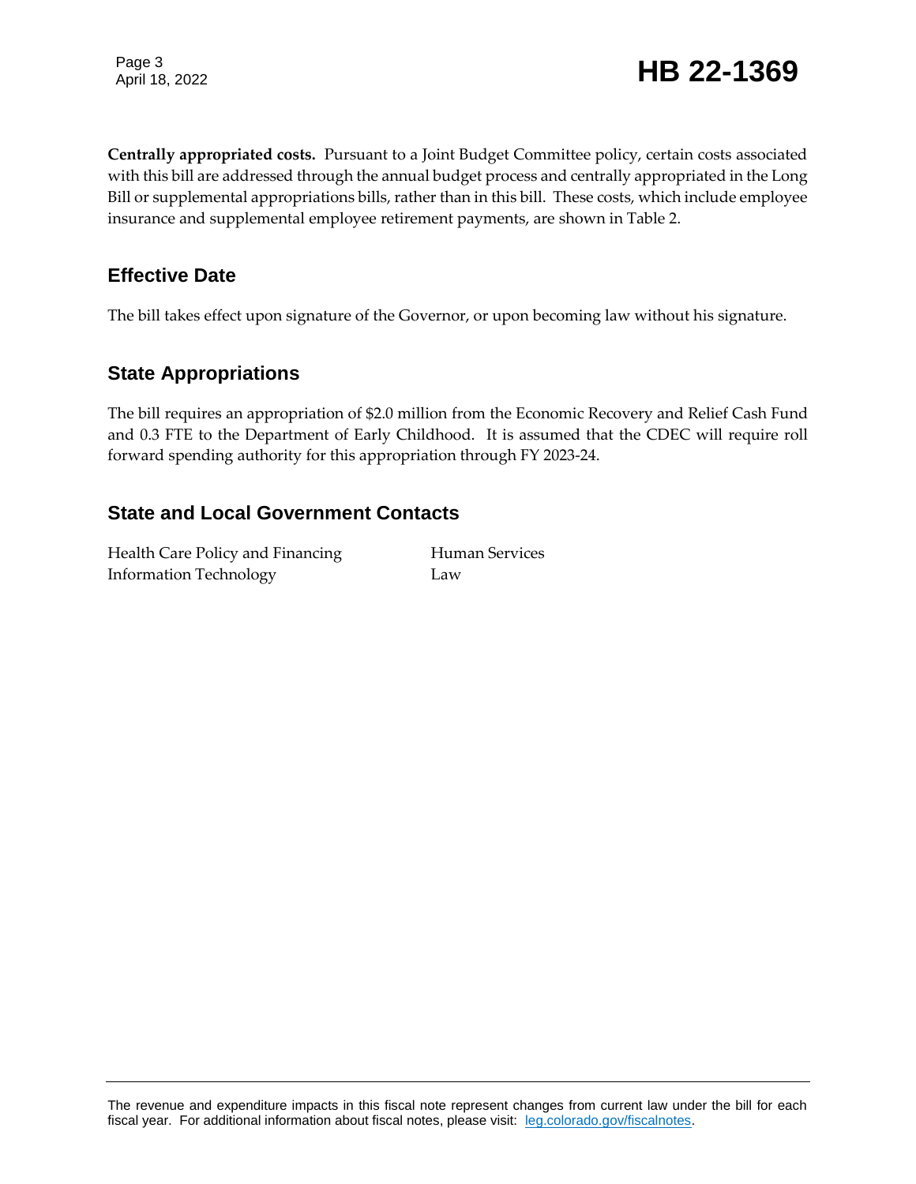**Centrally appropriated costs.** Pursuant to a Joint Budget Committee policy, certain costs associated with this bill are addressed through the annual budget process and centrally appropriated in the Long Bill or supplemental appropriations bills, rather than in this bill. These costs, which include employee insurance and supplemental employee retirement payments, are shown in Table 2.

## Effective Date

The bill takes effect upon signature of the Governor, or upon becoming law without his signature.

## State Appropriations

The bill requires an appropriation of $2.0 million from the Economic Recovery and Relief Cash Fund and 0.3 FTE to the Department of Early Childhood. It is assumed that the CDEC will require roll forward spending authority for this appropriation through FY 2023-24.

## State and Local Government Contacts

| | |
|---|---|
| Health Care Policy and Financing | Human Services |
| Information Technology | Law |

The revenue and expenditure impacts in this fiscal note represent changes from current law under the bill for each fiscal year. For additional information about fiscal notes, please visit: leg.colorado.gov/fiscalnotes.